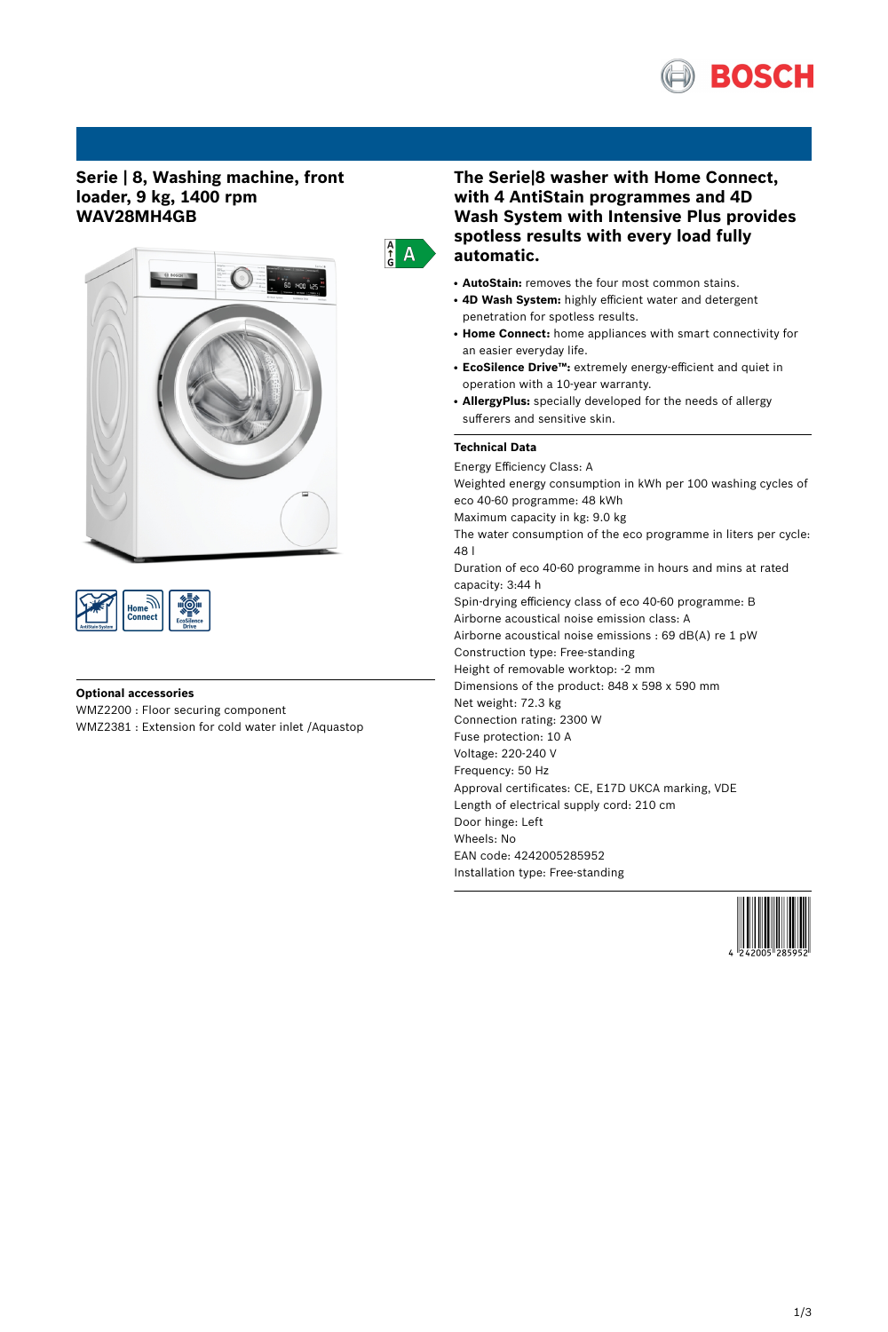# Serie | 8, Washing machine, front loader, 9 kg, 1400 rpm WAV28MH4GB

## The Serie|8 washer with Home Connect, with 4 AntiStain programmes and 4D Wash System with Intensive Plus provides spotless results with every load fully automatic.

- **AutoStain:** removes the four most common stains.
- **4D Wash System:** highly efficient water and detergent penetration for spotless results.
- **Home Connect:** home appliances with smart connectivity for an easier everyday life.
- **EcoSilence Drive™:** extremely energy-efficient and quiet in operation with a 10-year warranty.
- **AllergyPlus:** specially developed for the needs of allergy sufferers and sensitive skin.

### Technical Data

Energy Efficiency Class: A
Weighted energy consumption in kWh per 100 washing cycles of eco 40-60 programme: 48 kWh
Maximum capacity in kg: 9.0 kg
The water consumption of the eco programme in liters per cycle: 48 l
Duration of eco 40-60 programme in hours and mins at rated capacity: 3:44 h
Spin-drying efficiency class of eco 40-60 programme: B
Airborne acoustical noise emission class: A
Airborne acoustical noise emissions : 69 dB(A) re 1 pW
Construction type: Free-standing
Height of removable worktop: -2 mm
Dimensions of the product: 848 x 598 x 590 mm
Net weight: 72.3 kg
Connection rating: 2300 W
Fuse protection: 10 A
Voltage: 220-240 V
Frequency: 50 Hz
Approval certificates: CE, E17D UKCA marking, VDE
Length of electrical supply cord: 210 cm
Door hinge: Left
Wheels: No
EAN code: 4242005285952
Installation type: Free-standing

### Optional accessories

WMZ2200 : Floor securing component
WMZ2381 : Extension for cold water inlet /Aquastop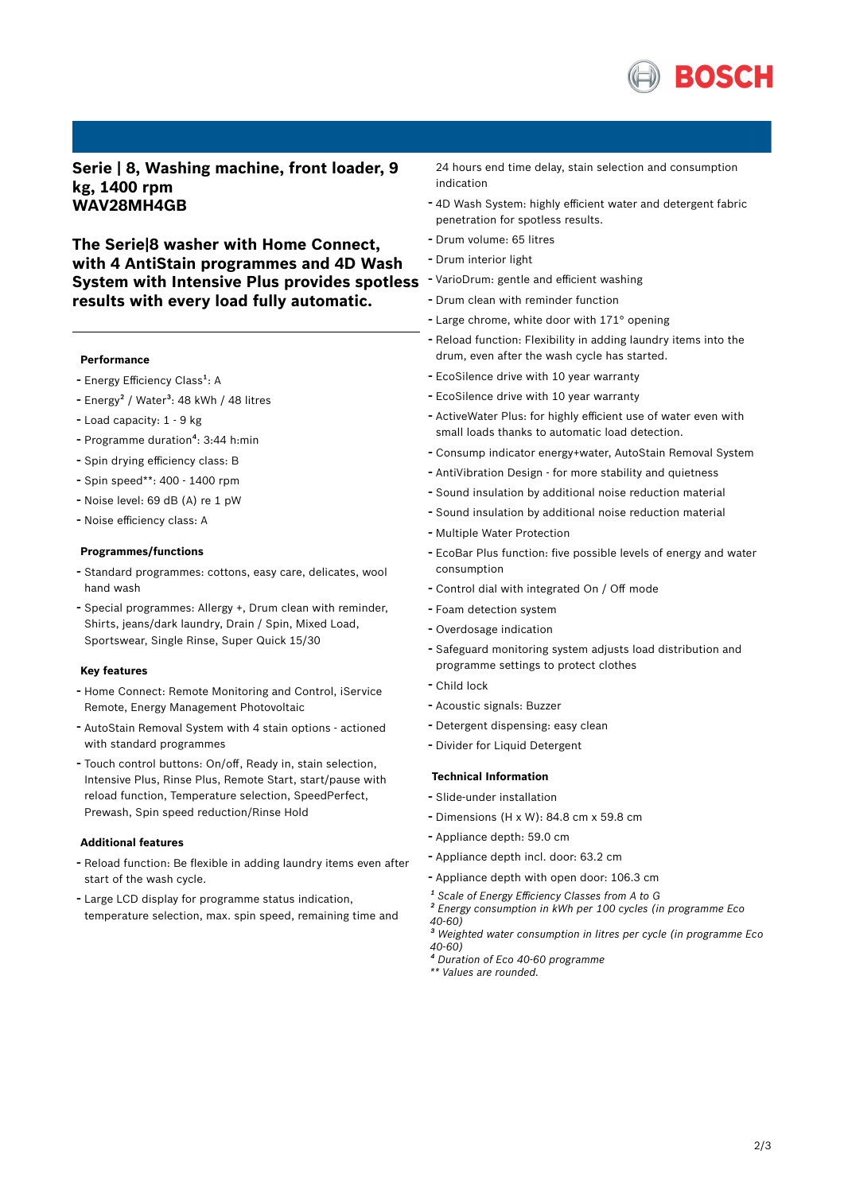## Serie | 8, Washing machine, front loader, 9 kg, 1400 rpm
## WAV28MH4GB

### The Serie|8 washer with Home Connect, with 4 AntiStain programmes and 4D Wash System with Intensive Plus provides spotless results with every load fully automatic.

#### Performance

- Energy Efficiency Class[1]: A
- Energy[2] / Water[3]: 48 kWh / 48 litres
- Load capacity: 1 - 9 kg
- Programme duration[4]: 3:44 h:min
- Spin drying efficiency class: B
- Spin speed**: 400 - 1400 rpm
- Noise level: 69 dB (A) re 1 pW
- Noise efficiency class: A

#### Programmes/functions

- Standard programmes: cottons, easy care, delicates, wool hand wash
- Special programmes: Allergy +, Drum clean with reminder, Shirts, jeans/dark laundry, Drain / Spin, Mixed Load, Sportswear, Single Rinse, Super Quick 15/30

#### Key features

- Home Connect: Remote Monitoring and Control, iService Remote, Energy Management Photovoltaic
- AutoStain Removal System with 4 stain options - actioned with standard programmes
- Touch control buttons: On/off, Ready in, stain selection, Intensive Plus, Rinse Plus, Remote Start, start/pause with reload function, Temperature selection, SpeedPerfect, Prewash, Spin speed reduction/Rinse Hold

#### Additional features

- Reload function: Be flexible in adding laundry items even after start of the wash cycle.
- Large LCD display for programme status indication, temperature selection, max. spin speed, remaining time and 24 hours end time delay, stain selection and consumption indication
- 4D Wash System: highly efficient water and detergent fabric penetration for spotless results.
- Drum volume: 65 litres
- Drum interior light
- VarioDrum: gentle and efficient washing
- Drum clean with reminder function
- Large chrome, white door with 171° opening
- Reload function: Flexibility in adding laundry items into the drum, even after the wash cycle has started.
- EcoSilence drive with 10 year warranty
- EcoSilence drive with 10 year warranty
- ActiveWater Plus: for highly efficient use of water even with small loads thanks to automatic load detection.
- Consump indicator energy+water, AutoStain Removal System
- AntiVibration Design - for more stability and quietness
- Sound insulation by additional noise reduction material
- Sound insulation by additional noise reduction material
- Multiple Water Protection
- EcoBar Plus function: five possible levels of energy and water consumption
- Control dial with integrated On / Off mode
- Foam detection system
- Overdosage indication
- Safeguard monitoring system adjusts load distribution and programme settings to protect clothes
- Child lock
- Acoustic signals: Buzzer
- Detergent dispensing: easy clean
- Divider for Liquid Detergent

#### Technical Information

- Slide-under installation
- Dimensions (H x W): 84.8 cm x 59.8 cm
- Appliance depth: 59.0 cm
- Appliance depth incl. door: 63.2 cm
- Appliance depth with open door: 106.3 cm

*[1] Scale of Energy Efficiency Classes from A to G*
*[2] Energy consumption in kWh per 100 cycles (in programme Eco 40-60)*
*[3] Weighted water consumption in litres per cycle (in programme Eco 40-60)*
*[4] Duration of Eco 40-60 programme*
*** Values are rounded.*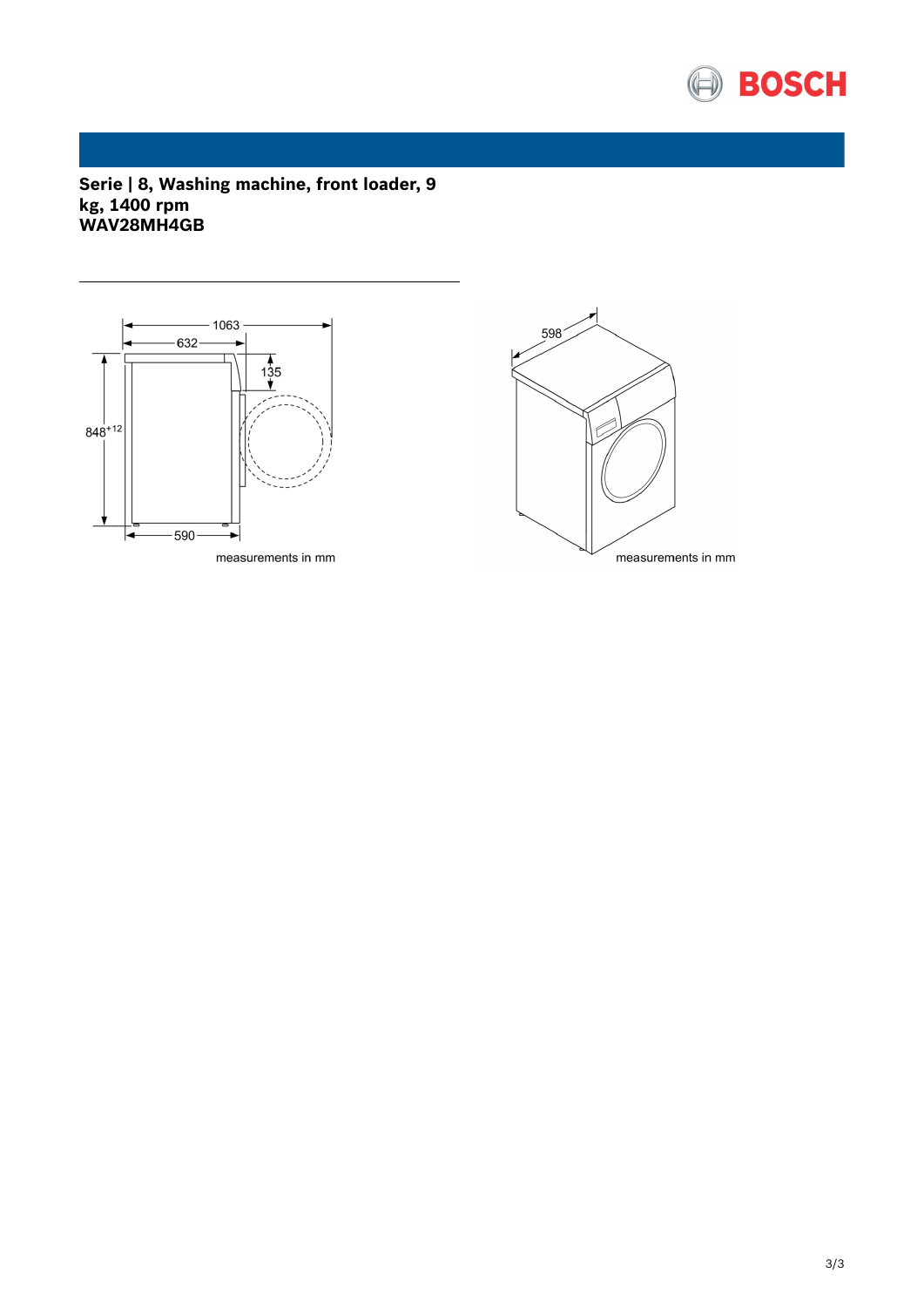**Serie | 8, Washing machine, front loader, 9 kg, 1400 rpm**
**WAV28MH4GB**

1063

632

135

$848^{+12}$

590

measurements in mm

598

measurements in mm